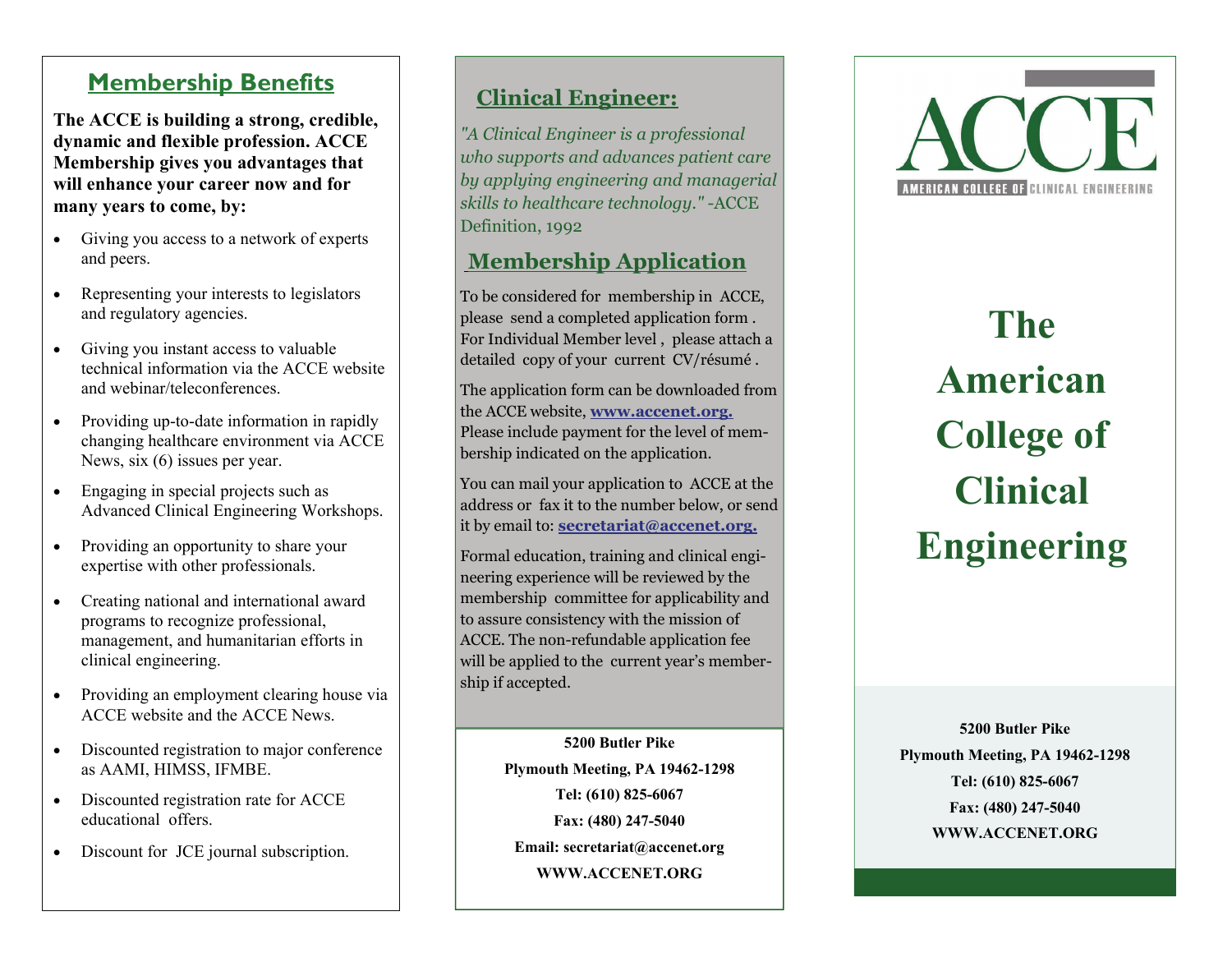## Membership Benefits

**The ACCE is building a strong, credible, dynamic and flexible profession. ACCE Membership gives you advantages that will enhance your career now and for many years to come, by:**

- Giving you access to a network of experts and peers.
- Representing your interests to legislators and regulatory agencies.
- Giving you instant access to valuable technical information via the ACCE website and webinar/teleconferences.
- Providing up-to-date information in rapidly changing healthcare environment via ACCE News, six (6) issues per year.
- Engaging in special projects such as Advanced Clinical Engineering Workshops.
- Providing an opportunity to share your expertise with other professionals.
- Creating national and international award programs to recognize professional, management, and humanitarian efforts in clinical engineering.
- Providing an employment clearing house via ACCE website and the ACCE News.
- Discounted registration to major conference as AAMI, HIMSS, IFMBE.
- Discounted registration rate for ACCE educational offers.
- Discount for JCE journal subscription.

## Clinical Engineer:

*"A Clinical Engineer is a professional who supports and advances patient care by applying engineering and managerial skills to healthcare technology."* -ACCE Definition, 1992

## Membership Application

To be considered for membership in ACCE, please send a completed application form . For Individual Member level , please attach a detailed copy of your current CV/résumé .

The application form can be downloaded from the ACCE website, **www.accenet.org.** Please include payment for the level of membership indicated on the application.

You can mail your application to ACCE at the address or fax it to the number below, or send it by email to: **secretariat@accenet.org.**

Formal education, training and clinical engineering experience will be reviewed by the membership committee for applicability and to assure consistency with the mission of ACCE. The non-refundable application fee will be applied to the current year's membership if accepted.

**5200 Butler Pike**
**Plymouth Meeting, PA 19462-1298**
**Tel: (610) 825-6067**
**Fax: (480) 247-5040**
**Email: secretariat@accenet.org**
**WWW.ACCENET.ORG**

ACCE
AMERICAN COLLEGE OF CLINICAL ENGINEERING

# The American College of Clinical Engineering

**5200 Butler Pike**
**Plymouth Meeting, PA 19462-1298**
**Tel: (610) 825-6067**
**Fax: (480) 247-5040**
**WWW.ACCENET.ORG**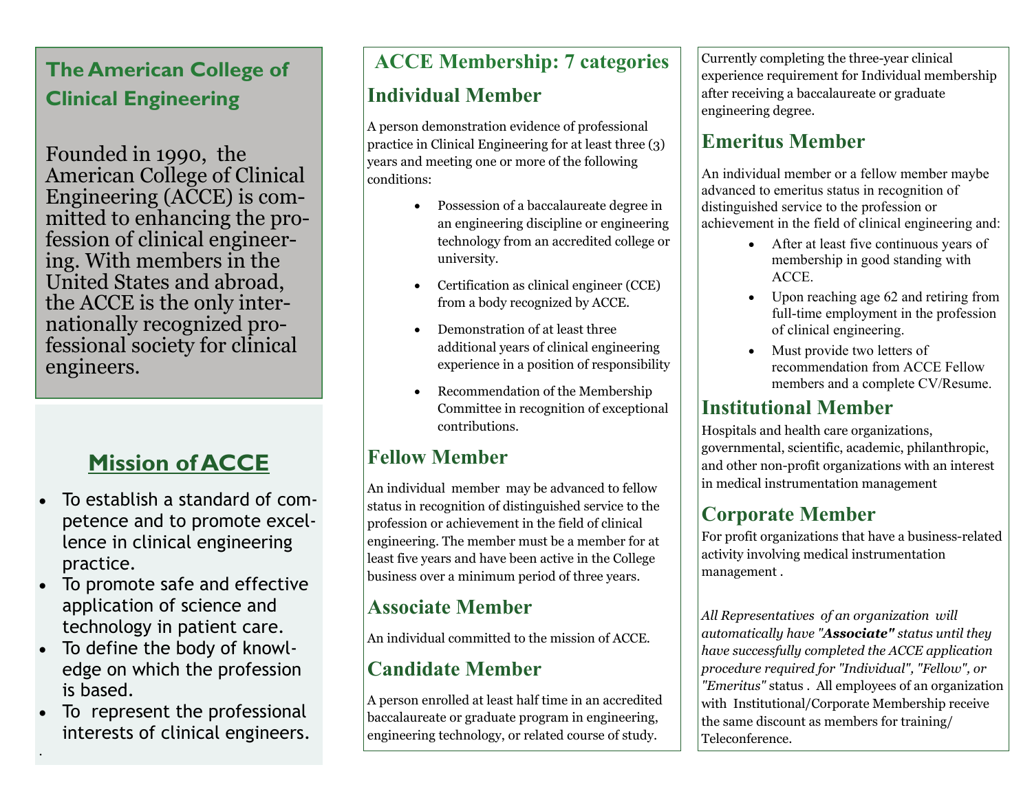## The American College of Clinical Engineering

Founded in 1990, the American College of Clinical Engineering (ACCE) is committed to enhancing the profession of clinical engineering. With members in the United States and abroad, the ACCE is the only internationally recognized professional society for clinical engineers.

## Mission of ACCE

- To establish a standard of competence and to promote excellence in clinical engineering practice.
- To promote safe and effective application of science and technology in patient care.
- To define the body of knowledge on which the profession is based.
- To represent the professional interests of clinical engineers.

.

## ACCE Membership: 7 categories

### Individual Member

A person demonstration evidence of professional practice in Clinical Engineering for at least three (3) years and meeting one or more of the following conditions:

- Possession of a baccalaureate degree in an engineering discipline or engineering technology from an accredited college or university.
- Certification as clinical engineer (CCE) from a body recognized by ACCE.
- Demonstration of at least three additional years of clinical engineering experience in a position of responsibility
- Recommendation of the Membership Committee in recognition of exceptional contributions.

### Fellow Member

An individual member may be advanced to fellow status in recognition of distinguished service to the profession or achievement in the field of clinical engineering. The member must be a member for at least five years and have been active in the College business over a minimum period of three years.

### Associate Member

An individual committed to the mission of ACCE.

### Candidate Member

A person enrolled at least half time in an accredited baccalaureate or graduate program in engineering, engineering technology, or related course of study.

Currently completing the three-year clinical experience requirement for Individual membership after receiving a baccalaureate or graduate engineering degree.

### Emeritus Member

An individual member or a fellow member maybe advanced to emeritus status in recognition of distinguished service to the profession or achievement in the field of clinical engineering and:

- After at least five continuous years of membership in good standing with ACCE.
- Upon reaching age 62 and retiring from full-time employment in the profession of clinical engineering.
- Must provide two letters of recommendation from ACCE Fellow members and a complete CV/Resume.

### Institutional Member

Hospitals and health care organizations, governmental, scientific, academic, philanthropic, and other non-profit organizations with an interest in medical instrumentation management

### Corporate Member

For profit organizations that have a business-related activity involving medical instrumentation management .

*All Representatives of an organization will automatically have "**Associate**" status until they have successfully completed the ACCE application procedure required for "Individual", "Fellow", or "Emeritus" status .* All employees of an organization with Institutional/Corporate Membership receive the same discount as members for training/ Teleconference.